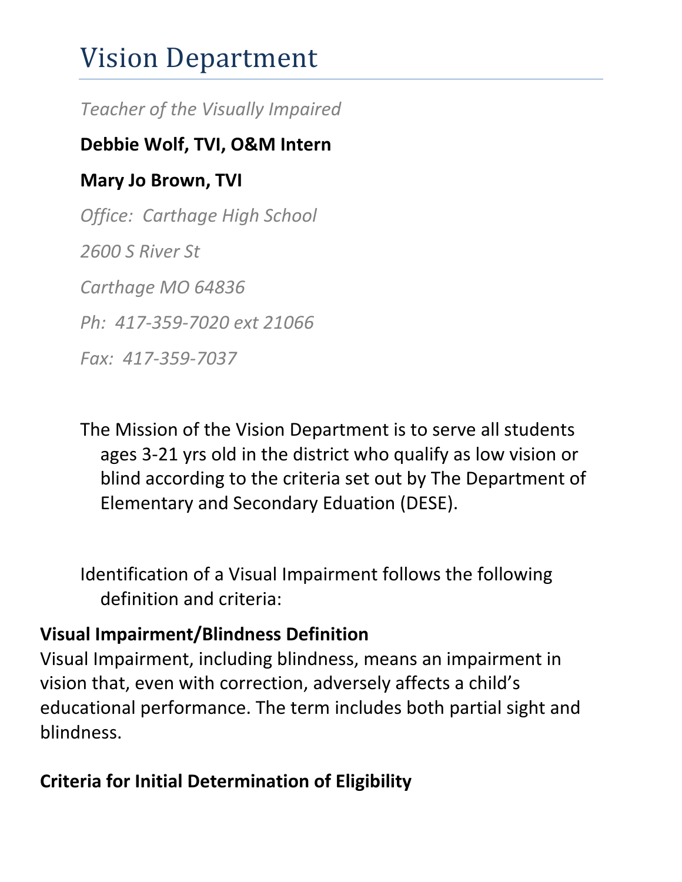# Vision Department

*Teacher of the Visually Impaired*

**Debbie Wolf, TVI, O&M Intern**

**Mary Jo Brown, TVI**

*Office: Carthage High School*

*2600 S River St*

*Carthage MO 64836*

*Ph: 417-359-7020 ext 21066*

*Fax: 417-359-7037*

The Mission of the Vision Department is to serve all students ages 3-21 yrs old in the district who qualify as low vision or blind according to the criteria set out by The Department of Elementary and Secondary Eduation (DESE).

Identification of a Visual Impairment follows the following definition and criteria:

**Visual Impairment/Blindness Definition**

Visual Impairment, including blindness, means an impairment in vision that, even with correction, adversely affects a child's educational performance. The term includes both partial sight and blindness.

**Criteria for Initial Determination of Eligibility**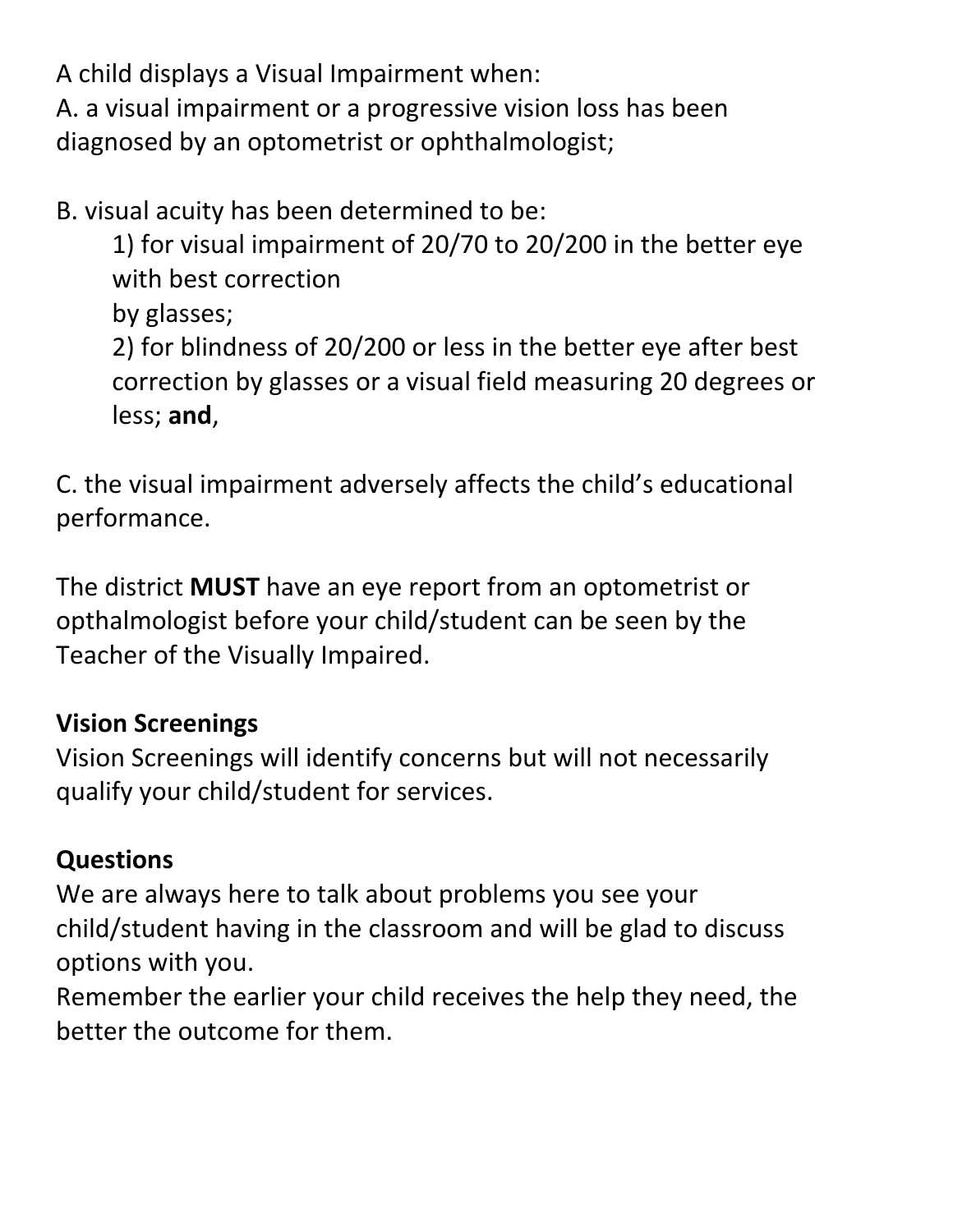A child displays a Visual Impairment when:

A. a visual impairment or a progressive vision loss has been diagnosed by an optometrist or ophthalmologist;

B. visual acuity has been determined to be:

> 1) for visual impairment of 20/70 to 20/200 in the better eye with best correction by glasses;
> 2) for blindness of 20/200 or less in the better eye after best correction by glasses or a visual field measuring 20 degrees or less; **and**,

C. the visual impairment adversely affects the child's educational performance.

The district **MUST** have an eye report from an optometrist or opthalmologist before your child/student can be seen by the Teacher of the Visually Impaired.

**Vision Screenings**

Vision Screenings will identify concerns but will not necessarily qualify your child/student for services.

**Questions**

We are always here to talk about problems you see your child/student having in the classroom and will be glad to discuss options with you.

Remember the earlier your child receives the help they need, the better the outcome for them.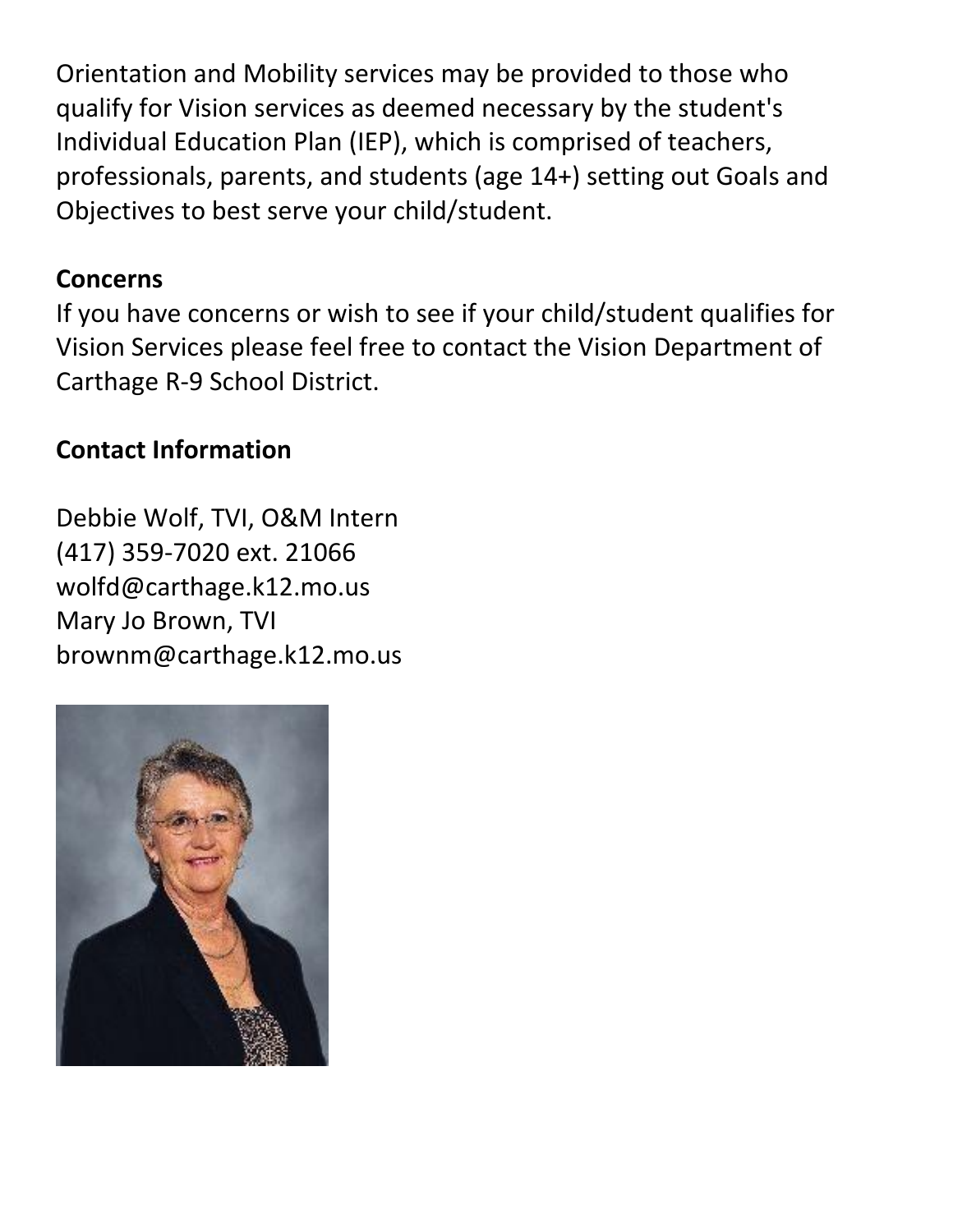Orientation and Mobility services may be provided to those who qualify for Vision services as deemed necessary by the student's Individual Education Plan (IEP), which is comprised of teachers, professionals, parents, and students (age 14+) setting out Goals and Objectives to best serve your child/student.

**Concerns**

If you have concerns or wish to see if your child/student qualifies for Vision Services please feel free to contact the Vision Department of Carthage R-9 School District.

**Contact Information**

Debbie Wolf, TVI, O&M Intern
(417) 359-7020 ext. 21066
wolfd@carthage.k12.mo.us
Mary Jo Brown, TVI
brownm@carthage.k12.mo.us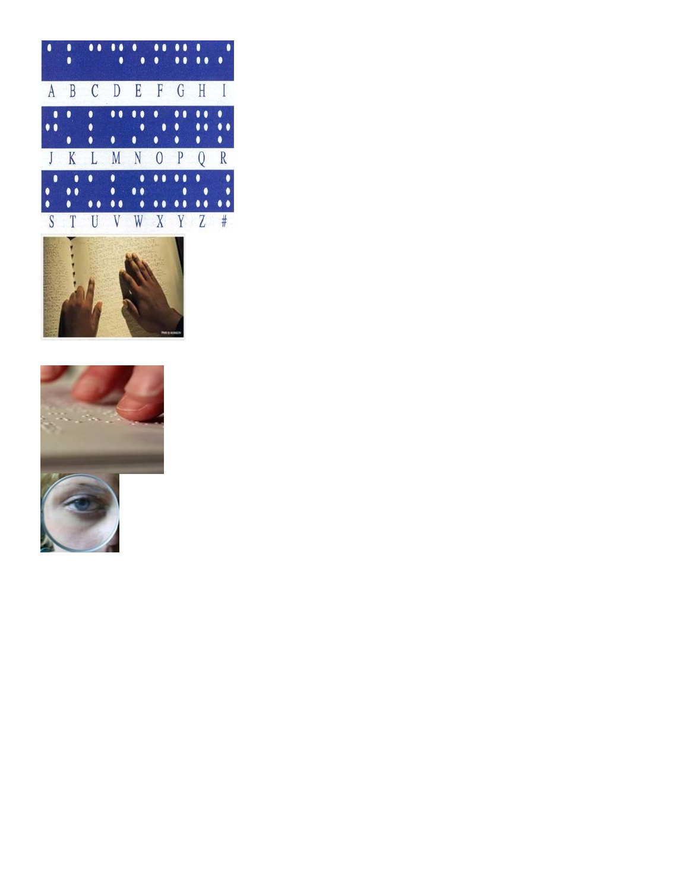A B C D E F G H I

J K L M N O P Q R

S T U V W X Y Z #